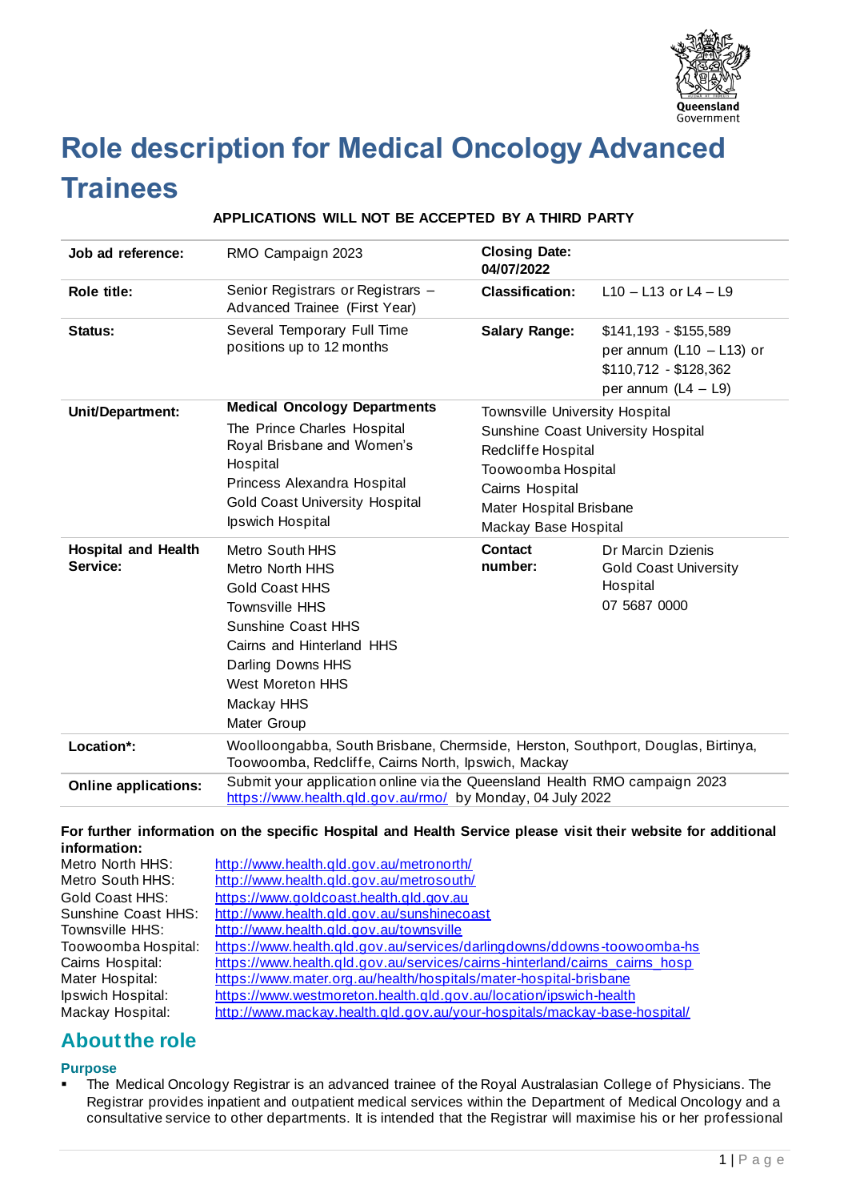# Role description for Medical Oncology Advanced Trainees

**APPLICATIONS WILL NOT BE ACCEPTED BY A THIRD PARTY**

| | | | |
|---|---|---|---|
| **Job ad reference:** | RMO Campaign 2023 | **Closing Date: 04/07/2022** | |
| **Role title:** | Senior Registrars or Registrars – Advanced Trainee (First Year) | **Classification:** | L10 – L13 or L4 – L9 |
| **Status:** | Several Temporary Full Time positions up to 12 months | **Salary Range:** | $141,193 - $155,589 per annum (L10 – L13) or $110,712 - $128,362 per annum (L4 – L9) |
| **Unit/Department:** | **Medical Oncology Departments**<br>The Prince Charles Hospital<br>Royal Brisbane and Women's Hospital<br>Princess Alexandra Hospital<br>Gold Coast University Hospital<br>Ipswich Hospital | Townsville University Hospital<br>Sunshine Coast University Hospital<br>Redcliffe Hospital<br>Toowoomba Hospital<br>Cairns Hospital<br>Mater Hospital Brisbane<br>Mackay Base Hospital | |
| **Hospital and Health Service:** | Metro South HHS<br>Metro North HHS<br>Gold Coast HHS<br>Townsville HHS<br>Sunshine Coast HHS<br>Cairns and Hinterland HHS<br>Darling Downs HHS<br>West Moreton HHS<br>Mackay HHS<br>Mater Group | **Contact number:** | Dr Marcin Dzienis<br>Gold Coast University Hospital<br>07 5687 0000 |
| **Location*:** | Woolloongabba, South Brisbane, Chermside, Herston, Southport, Douglas, Birtinya, Toowoomba, Redcliffe, Cairns North, Ipswich, Mackay | | |
| **Online applications:** | Submit your application online via the Queensland Health RMO campaign 2023 https://www.health.qld.gov.au/rmo/ by Monday, 04 July 2022 | | |

**For further information on the specific Hospital and Health Service please visit their website for additional information:**

| | |
|---|---|
| Metro North HHS: | http://www.health.qld.gov.au/metronorth/ |
| Metro South HHS: | http://www.health.qld.gov.au/metrosouth/ |
| Gold Coast HHS: | https://www.goldcoast.health.qld.gov.au |
| Sunshine Coast HHS: | http://www.health.qld.gov.au/sunshinecoast |
| Townsville HHS: | http://www.health.qld.gov.au/townsville |
| Toowoomba Hospital: | https://www.health.qld.gov.au/services/darlingdowns/ddowns-toowoomba-hs |
| Cairns Hospital: | https://www.health.qld.gov.au/services/cairns-hinterland/cairns_cairns_hosp |
| Mater Hospital: | https://www.mater.org.au/health/hospitals/mater-hospital-brisbane |
| Ipswich Hospital: | https://www.westmoreton.health.qld.gov.au/location/ipswich-health |
| Mackay Hospital: | http://www.mackay.health.qld.gov.au/your-hospitals/mackay-base-hospital/ |

## About the role

### Purpose

- The Medical Oncology Registrar is an advanced trainee of the Royal Australasian College of Physicians. The Registrar provides inpatient and outpatient medical services within the Department of Medical Oncology and a consultative service to other departments. It is intended that the Registrar will maximise his or her professional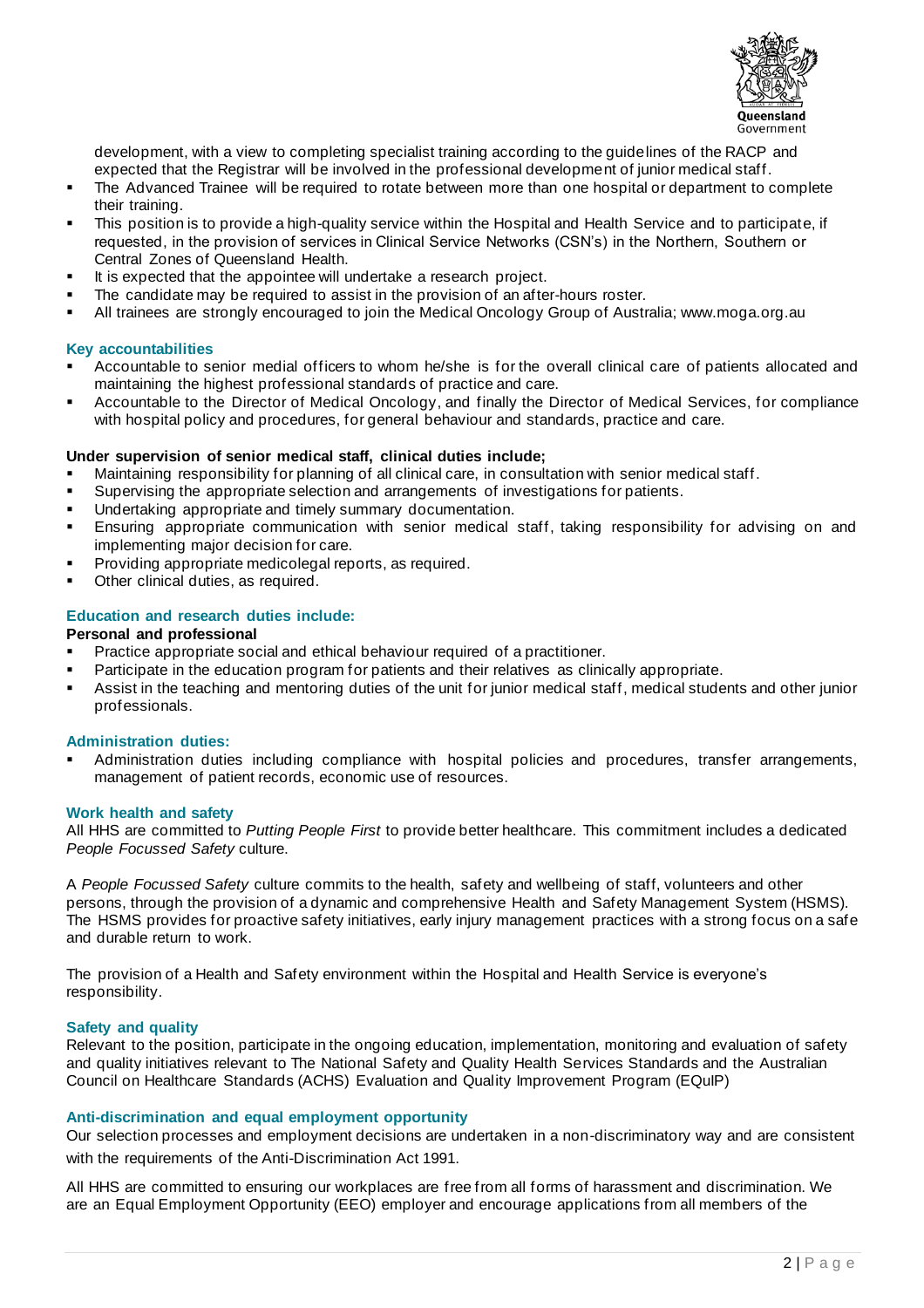development, with a view to completing specialist training according to the guidelines of the RACP and expected that the Registrar will be involved in the professional development of junior medical staff.

- The Advanced Trainee will be required to rotate between more than one hospital or department to complete their training.
- This position is to provide a high-quality service within the Hospital and Health Service and to participate, if requested, in the provision of services in Clinical Service Networks (CSN's) in the Northern, Southern or Central Zones of Queensland Health.
- It is expected that the appointee will undertake a research project.
- The candidate may be required to assist in the provision of an after-hours roster.
- All trainees are strongly encouraged to join the Medical Oncology Group of Australia; www.moga.org.au

### Key accountabilities

- Accountable to senior medial officers to whom he/she is for the overall clinical care of patients allocated and maintaining the highest professional standards of practice and care.
- Accountable to the Director of Medical Oncology, and finally the Director of Medical Services, for compliance with hospital policy and procedures, for general behaviour and standards, practice and care.

**Under supervision of senior medical staff, clinical duties include;**

- Maintaining responsibility for planning of all clinical care, in consultation with senior medical staff.
- Supervising the appropriate selection and arrangements of investigations for patients.
- Undertaking appropriate and timely summary documentation.
- Ensuring appropriate communication with senior medical staff, taking responsibility for advising on and implementing major decision for care.
- Providing appropriate medicolegal reports, as required.
- Other clinical duties, as required.

### Education and research duties include:

**Personal and professional**

- Practice appropriate social and ethical behaviour required of a practitioner.
- Participate in the education program for patients and their relatives as clinically appropriate.
- Assist in the teaching and mentoring duties of the unit for junior medical staff, medical students and other junior professionals.

### Administration duties:

- Administration duties including compliance with hospital policies and procedures, transfer arrangements, management of patient records, economic use of resources.

### Work health and safety

All HHS are committed to *Putting People First* to provide better healthcare. This commitment includes a dedicated *People Focussed Safety* culture.

A *People Focussed Safety* culture commits to the health, safety and wellbeing of staff, volunteers and other persons, through the provision of a dynamic and comprehensive Health and Safety Management System (HSMS). The HSMS provides for proactive safety initiatives, early injury management practices with a strong focus on a safe and durable return to work.

The provision of a Health and Safety environment within the Hospital and Health Service is everyone's responsibility.

### Safety and quality

Relevant to the position, participate in the ongoing education, implementation, monitoring and evaluation of safety and quality initiatives relevant to The National Safety and Quality Health Services Standards and the Australian Council on Healthcare Standards (ACHS) Evaluation and Quality Improvement Program (EQuIP)

### Anti-discrimination and equal employment opportunity

Our selection processes and employment decisions are undertaken in a non-discriminatory way and are consistent with the requirements of the Anti-Discrimination Act 1991.

All HHS are committed to ensuring our workplaces are free from all forms of harassment and discrimination. We are an Equal Employment Opportunity (EEO) employer and encourage applications from all members of the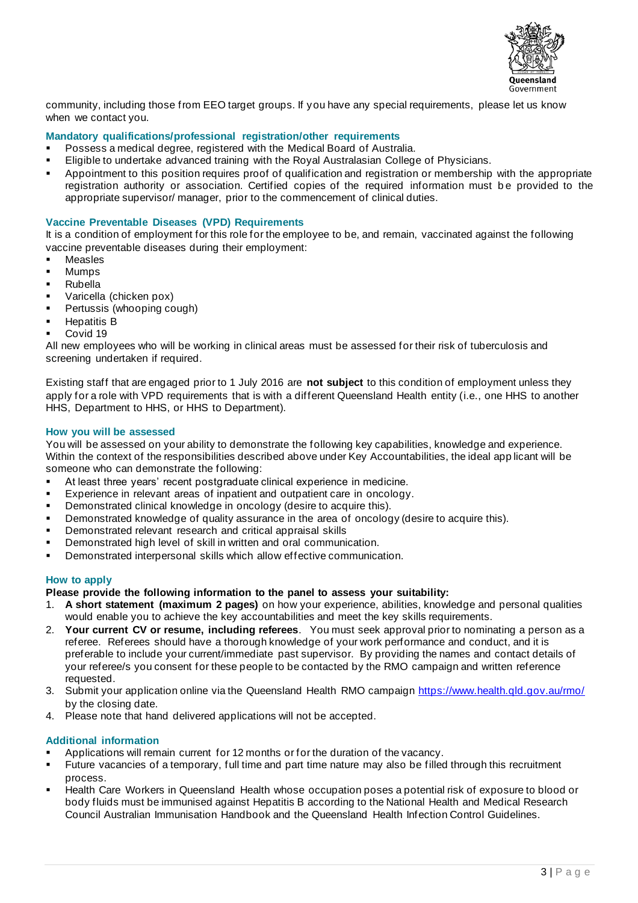community, including those from EEO target groups. If you have any special requirements, please let us know when we contact you.

### Mandatory qualifications/professional registration/other requirements

- Possess a medical degree, registered with the Medical Board of Australia.
- Eligible to undertake advanced training with the Royal Australasian College of Physicians.
- Appointment to this position requires proof of qualification and registration or membership with the appropriate registration authority or association. Certified copies of the required information must be provided to the appropriate supervisor/ manager, prior to the commencement of clinical duties.

### Vaccine Preventable Diseases (VPD) Requirements

It is a condition of employment for this role for the employee to be, and remain, vaccinated against the following vaccine preventable diseases during their employment:

- Measles
- Mumps
- Rubella
- Varicella (chicken pox)
- Pertussis (whooping cough)
- Hepatitis B
- Covid 19

All new employees who will be working in clinical areas must be assessed for their risk of tuberculosis and screening undertaken if required.

Existing staff that are engaged prior to 1 July 2016 are **not subject** to this condition of employment unless they apply for a role with VPD requirements that is with a different Queensland Health entity (i.e., one HHS to another HHS, Department to HHS, or HHS to Department).

### How you will be assessed

You will be assessed on your ability to demonstrate the following key capabilities, knowledge and experience. Within the context of the responsibilities described above under Key Accountabilities, the ideal applicant will be someone who can demonstrate the following:

- At least three years' recent postgraduate clinical experience in medicine.
- Experience in relevant areas of inpatient and outpatient care in oncology.
- Demonstrated clinical knowledge in oncology (desire to acquire this).
- Demonstrated knowledge of quality assurance in the area of oncology (desire to acquire this).
- Demonstrated relevant research and critical appraisal skills
- Demonstrated high level of skill in written and oral communication.
- Demonstrated interpersonal skills which allow effective communication.

### How to apply

**Please provide the following information to the panel to assess your suitability:**

1. **A short statement (maximum 2 pages)** on how your experience, abilities, knowledge and personal qualities would enable you to achieve the key accountabilities and meet the key skills requirements.
2. **Your current CV or resume, including referees**. You must seek approval prior to nominating a person as a referee. Referees should have a thorough knowledge of your work performance and conduct, and it is preferable to include your current/immediate past supervisor. By providing the names and contact details of your referee/s you consent for these people to be contacted by the RMO campaign and written reference requested.
3. Submit your application online via the Queensland Health RMO campaign https://www.health.qld.gov.au/rmo/ by the closing date.
4. Please note that hand delivered applications will not be accepted.

### Additional information

- Applications will remain current for 12 months or for the duration of the vacancy.
- Future vacancies of a temporary, full time and part time nature may also be filled through this recruitment process.
- Health Care Workers in Queensland Health whose occupation poses a potential risk of exposure to blood or body fluids must be immunised against Hepatitis B according to the National Health and Medical Research Council Australian Immunisation Handbook and the Queensland Health Infection Control Guidelines.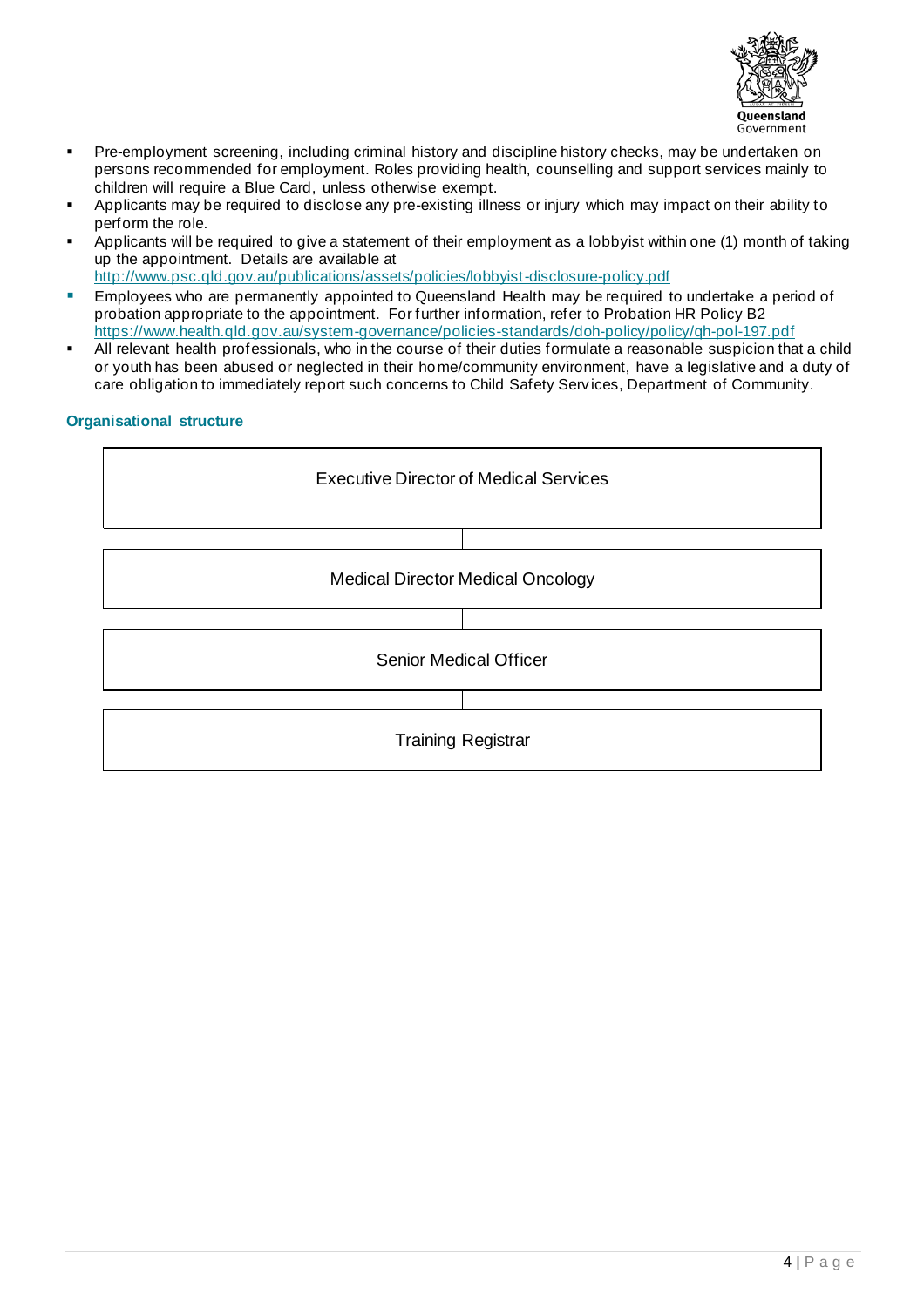- Pre-employment screening, including criminal history and discipline history checks, may be undertaken on persons recommended for employment. Roles providing health, counselling and support services mainly to children will require a Blue Card, unless otherwise exempt.
- Applicants may be required to disclose any pre-existing illness or injury which may impact on their ability to perform the role.
- Applicants will be required to give a statement of their employment as a lobbyist within one (1) month of taking up the appointment. Details are available at http://www.psc.qld.gov.au/publications/assets/policies/lobbyist-disclosure-policy.pdf
- Employees who are permanently appointed to Queensland Health may be required to undertake a period of probation appropriate to the appointment. For further information, refer to Probation HR Policy B2 https://www.health.qld.gov.au/system-governance/policies-standards/doh-policy/policy/qh-pol-197.pdf
- All relevant health professionals, who in the course of their duties formulate a reasonable suspicion that a child or youth has been abused or neglected in their home/community environment, have a legislative and a duty of care obligation to immediately report such concerns to Child Safety Services, Department of Community.

### Organisational structure

Executive Director of Medical Services

Medical Director Medical Oncology

Senior Medical Officer

Training Registrar